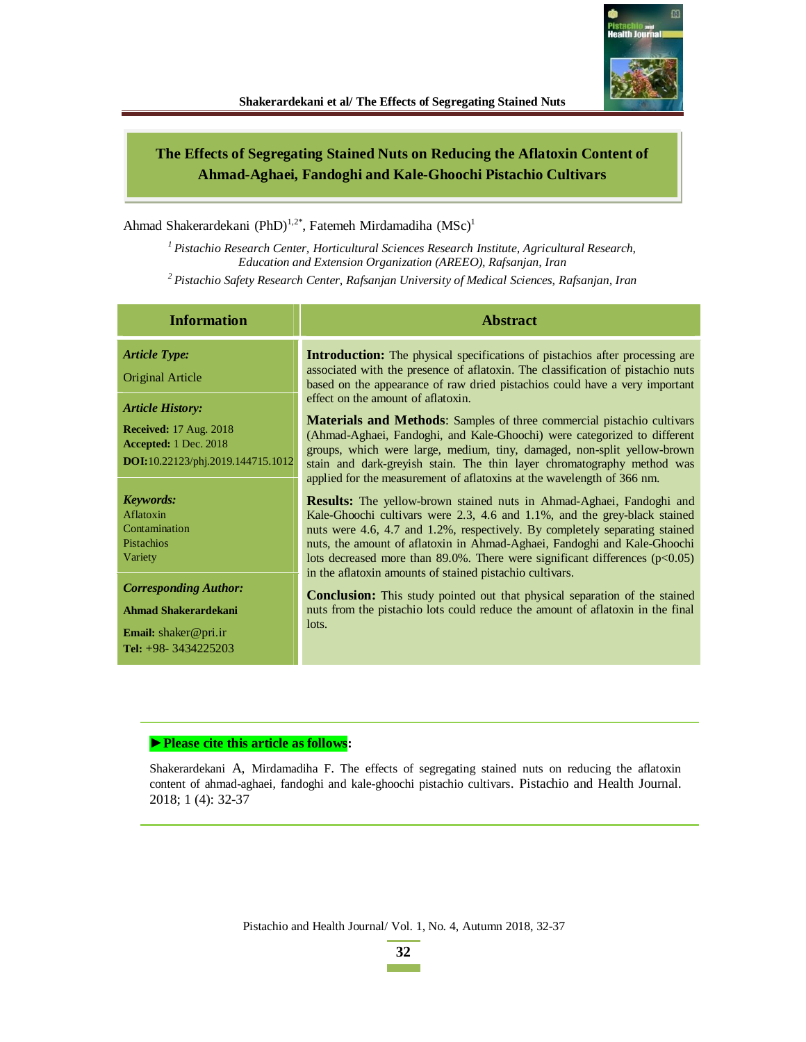# The Effects of Segregating Stained Nuts on Reducing the Aflatoxin Content of Ahmad-Aghaei, Fandoghi and Kale-Ghoochi Pistachio Cultivars

Ahmad Shakerardekani (PhD)[1,2*], Fatemeh Mirdamadiha (MSc)[1]

*[1] Pistachio Research Center, Horticultural Sciences Research Institute, Agricultural Research, Education and Extension Organization (AREEO), Rafsanjan, Iran*

*[2] Pistachio Safety Research Center, Rafsanjan University of Medical Sciences, Rafsanjan, Iran*

## Information

***Article Type:***

Original Article

***Article History:***

**Received:** 17 Aug. 2018
**Accepted:** 1 Dec. 2018
**DOI:**10.22123/phj.2019.144715.1012

***Keywords:***

Aflatoxin
Contamination
Pistachios
Variety

***Corresponding Author:***

**Ahmad Shakerardekani**

**Email:** shaker@pri.ir
**Tel:** +98- 3434225203

## Abstract

**Introduction:** The physical specifications of pistachios after processing are associated with the presence of aflatoxin. The classification of pistachio nuts based on the appearance of raw dried pistachios could have a very important effect on the amount of aflatoxin.

**Materials and Methods**: Samples of three commercial pistachio cultivars (Ahmad-Aghaei, Fandoghi, and Kale-Ghoochi) were categorized to different groups, which were large, medium, tiny, damaged, non-split yellow-brown stain and dark-greyish stain. The thin layer chromatography method was applied for the measurement of aflatoxins at the wavelength of 366 nm.

**Results:** The yellow-brown stained nuts in Ahmad-Aghaei, Fandoghi and Kale-Ghoochi cultivars were 2.3, 4.6 and 1.1%, and the grey-black stained nuts were 4.6, 4.7 and 1.2%, respectively. By completely separating stained nuts, the amount of aflatoxin in Ahmad-Aghaei, Fandoghi and Kale-Ghoochi lots decreased more than 89.0%. There were significant differences ($p<0.05$) in the aflatoxin amounts of stained pistachio cultivars.

**Conclusion:** This study pointed out that physical separation of the stained nuts from the pistachio lots could reduce the amount of aflatoxin in the final lots.

---

**►Please cite this article as follows:**

Shakerardekani A, Mirdamadiha F. The effects of segregating stained nuts on reducing the aflatoxin content of ahmad-aghaei, fandoghi and kale-ghoochi pistachio cultivars. Pistachio and Health Journal. 2018; 1 (4): 32-37

---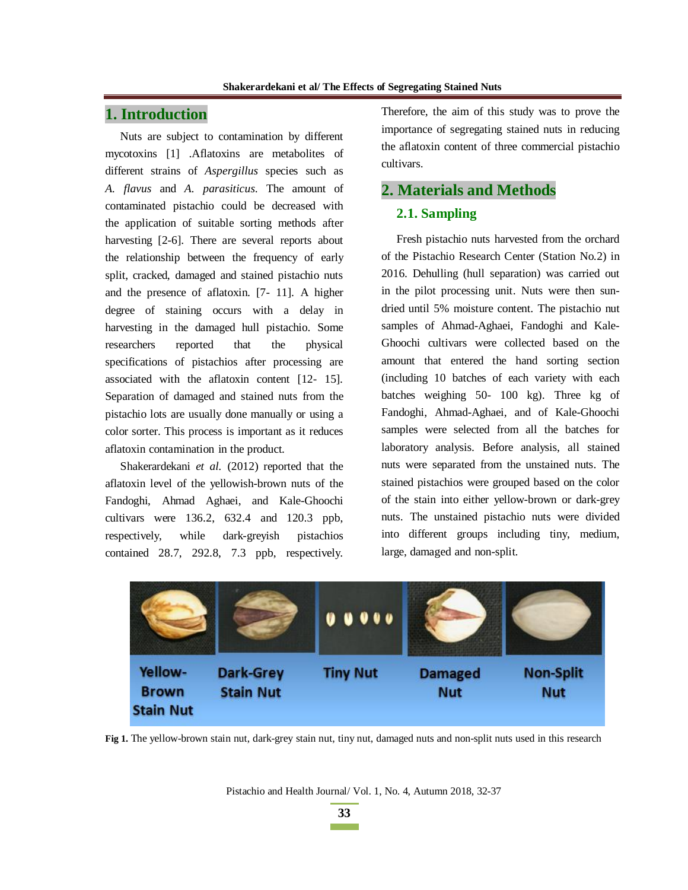# 1. Introduction

Nuts are subject to contamination by different mycotoxins [1] .Aflatoxins are metabolites of different strains of *Aspergillus* species such as *A. flavus* and *A. parasiticus.* The amount of contaminated pistachio could be decreased with the application of suitable sorting methods after harvesting [2-6]. There are several reports about the relationship between the frequency of early split, cracked, damaged and stained pistachio nuts and the presence of aflatoxin. [7- 11]. A higher degree of staining occurs with a delay in harvesting in the damaged hull pistachio. Some researchers reported that the physical specifications of pistachios after processing are associated with the aflatoxin content [12- 15]. Separation of damaged and stained nuts from the pistachio lots are usually done manually or using a color sorter. This process is important as it reduces aflatoxin contamination in the product.

Shakerardekani *et al.* (2012) reported that the aflatoxin level of the yellowish-brown nuts of the Fandoghi, Ahmad Aghaei, and Kale-Ghoochi cultivars were 136.2, 632.4 and 120.3 ppb, respectively, while dark-greyish pistachios contained 28.7, 292.8, 7.3 ppb, respectively. Therefore, the aim of this study was to prove the importance of segregating stained nuts in reducing the aflatoxin content of three commercial pistachio cultivars.

# 2. Materials and Methods

## 2.1. Sampling

Fresh pistachio nuts harvested from the orchard of the Pistachio Research Center (Station No.2) in 2016. Dehulling (hull separation) was carried out in the pilot processing unit. Nuts were then sun-dried until 5% moisture content. The pistachio nut samples of Ahmad-Aghaei, Fandoghi and Kale-Ghoochi cultivars were collected based on the amount that entered the hand sorting section (including 10 batches of each variety with each batches weighing 50- 100 kg). Three kg of Fandoghi, Ahmad-Aghaei, and of Kale-Ghoochi samples were selected from all the batches for laboratory analysis. Before analysis, all stained nuts were separated from the unstained nuts. The stained pistachios were grouped based on the color of the stain into either yellow-brown or dark-grey nuts. The unstained pistachio nuts were divided into different groups including tiny, medium, large, damaged and non-split.

Yellow-Brown Stain Nut | Dark-Grey Stain Nut | Tiny Nut | Damaged Nut | Non-Split Nut

**Fig 1.** The yellow-brown stain nut, dark-grey stain nut, tiny nut, damaged nuts and non-split nuts used in this research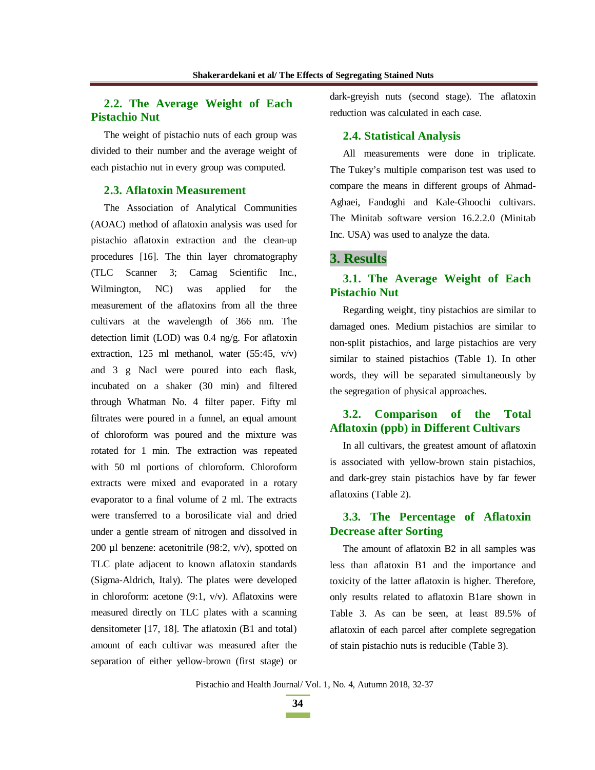### 2.2. The Average Weight of Each Pistachio Nut

The weight of pistachio nuts of each group was divided to their number and the average weight of each pistachio nut in every group was computed.

### 2.3. Aflatoxin Measurement

The Association of Analytical Communities (AOAC) method of aflatoxin analysis was used for pistachio aflatoxin extraction and the clean-up procedures [16]. The thin layer chromatography (TLC Scanner 3; Camag Scientific Inc., Wilmington, NC) was applied for the measurement of the aflatoxins from all the three cultivars at the wavelength of 366 nm. The detection limit (LOD) was 0.4 ng/g. For aflatoxin extraction, 125 ml methanol, water (55:45, v/v) and 3 g Nacl were poured into each flask, incubated on a shaker (30 min) and filtered through Whatman No. 4 filter paper. Fifty ml filtrates were poured in a funnel, an equal amount of chloroform was poured and the mixture was rotated for 1 min. The extraction was repeated with 50 ml portions of chloroform. Chloroform extracts were mixed and evaporated in a rotary evaporator to a final volume of 2 ml. The extracts were transferred to a borosilicate vial and dried under a gentle stream of nitrogen and dissolved in 200 µl benzene: acetonitrile (98:2, v/v), spotted on TLC plate adjacent to known aflatoxin standards (Sigma-Aldrich, Italy). The plates were developed in chloroform: acetone (9:1, v/v). Aflatoxins were measured directly on TLC plates with a scanning densitometer [17, 18]. The aflatoxin (B1 and total) amount of each cultivar was measured after the separation of either yellow-brown (first stage) or dark-greyish nuts (second stage). The aflatoxin reduction was calculated in each case.

### 2.4. Statistical Analysis

All measurements were done in triplicate. The Tukey's multiple comparison test was used to compare the means in different groups of Ahmad-Aghaei, Fandoghi and Kale-Ghoochi cultivars. The Minitab software version 16.2.2.0 (Minitab Inc. USA) was used to analyze the data.

## 3. Results

### 3.1. The Average Weight of Each Pistachio Nut

Regarding weight, tiny pistachios are similar to damaged ones. Medium pistachios are similar to non-split pistachios, and large pistachios are very similar to stained pistachios (Table 1). In other words, they will be separated simultaneously by the segregation of physical approaches.

### 3.2. Comparison of the Total Aflatoxin (ppb) in Different Cultivars

In all cultivars, the greatest amount of aflatoxin is associated with yellow-brown stain pistachios, and dark-grey stain pistachios have by far fewer aflatoxins (Table 2).

### 3.3. The Percentage of Aflatoxin Decrease after Sorting

The amount of aflatoxin B2 in all samples was less than aflatoxin B1 and the importance and toxicity of the latter aflatoxin is higher. Therefore, only results related to aflatoxin B1are shown in Table 3. As can be seen, at least 89.5% of aflatoxin of each parcel after complete segregation of stain pistachio nuts is reducible (Table 3).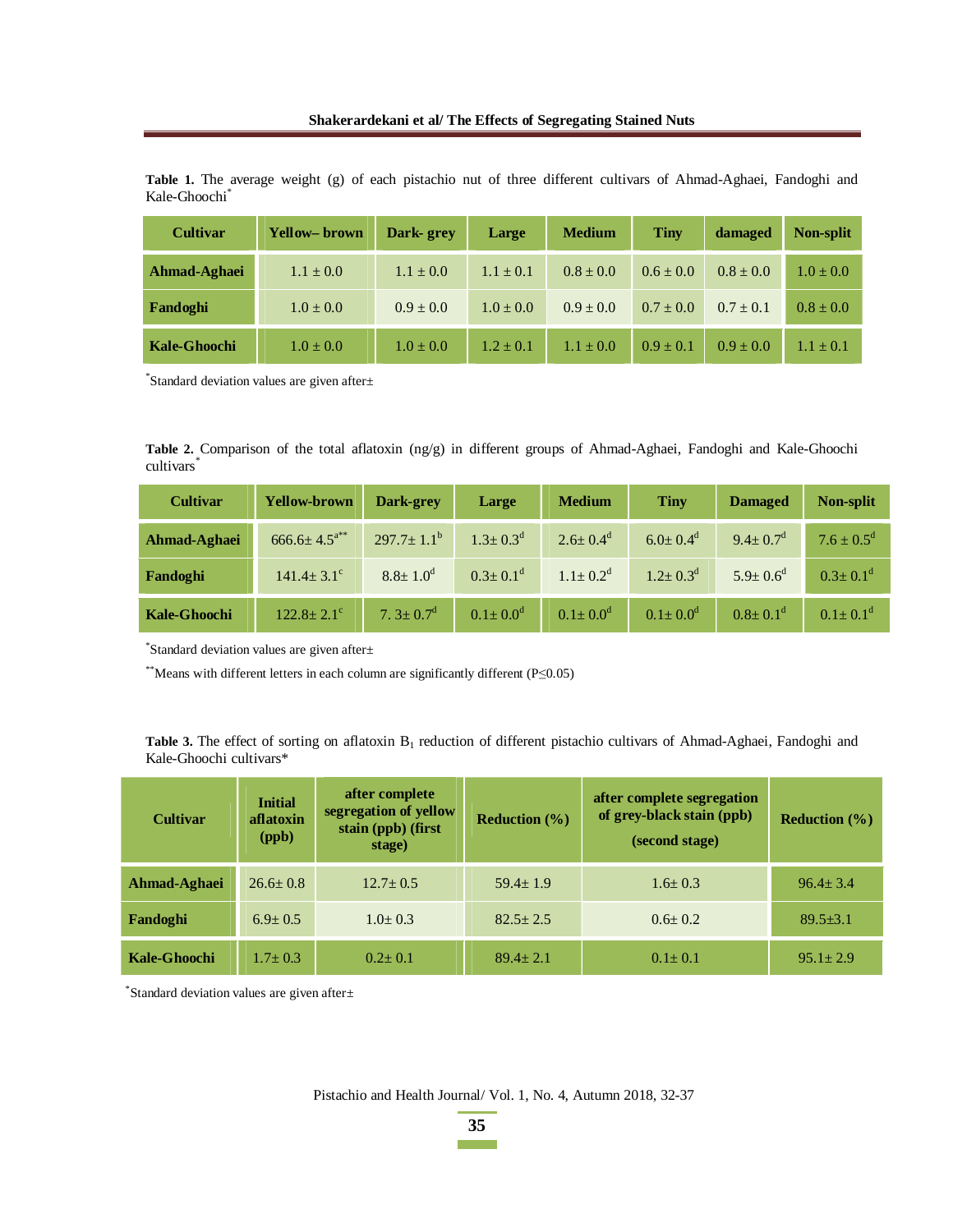**Table 1.** The average weight (g) of each pistachio nut of three different cultivars of Ahmad-Aghaei, Fandoghi and Kale-Ghoochi*

| Cultivar | Yellow– brown | Dark- grey | Large | Medium | Tiny | damaged | Non-split |
|---|---|---|---|---|---|---|---|
| Ahmad-Aghaei | 1.1 ± 0.0 | 1.1 ± 0.0 | 1.1 ± 0.1 | 0.8 ± 0.0 | 0.6 ± 0.0 | 0.8 ± 0.0 | 1.0 ± 0.0 |
| Fandoghi | 1.0 ± 0.0 | 0.9 ± 0.0 | 1.0 ± 0.0 | 0.9 ± 0.0 | 0.7 ± 0.0 | 0.7 ± 0.1 | 0.8 ± 0.0 |
| Kale-Ghoochi | 1.0 ± 0.0 | 1.0 ± 0.0 | 1.2 ± 0.1 | 1.1 ± 0.0 | 0.9 ± 0.1 | 0.9 ± 0.0 | 1.1 ± 0.1 |

*Standard deviation values are given after±

**Table 2.** Comparison of the total aflatoxin (ng/g) in different groups of Ahmad-Aghaei, Fandoghi and Kale-Ghoochi cultivars*

| Cultivar | Yellow-brown | Dark-grey | Large | Medium | Tiny | Damaged | Non-split |
|---|---|---|---|---|---|---|---|
| Ahmad-Aghaei | 666.6± 4.5$^{a**}$ | 297.7± 1.1$^{b}$ | 1.3± 0.3$^{d}$ | 2.6± 0.4$^{d}$ | 6.0± 0.4$^{d}$ | 9.4± 0.7$^{d}$ | 7.6 ± 0.5$^{d}$ |
| Fandoghi | 141.4± 3.1$^{c}$ | 8.8± 1.0$^{d}$ | 0.3± 0.1$^{d}$ | 1.1± 0.2$^{d}$ | 1.2± 0.3$^{d}$ | 5.9± 0.6$^{d}$ | 0.3± 0.1$^{d}$ |
| Kale-Ghoochi | 122.8± 2.1$^{c}$ | 7. 3± 0.7$^{d}$ | 0.1± 0.0$^{d}$ | 0.1± 0.0$^{d}$ | 0.1± 0.0$^{d}$ | 0.8± 0.1$^{d}$ | 0.1± 0.1$^{d}$ |

*Standard deviation values are given after±

**Means with different letters in each column are significantly different ($P \leq 0.05$)

**Table 3.** The effect of sorting on aflatoxin $B_1$ reduction of different pistachio cultivars of Ahmad-Aghaei, Fandoghi and Kale-Ghoochi cultivars*

| Cultivar | Initial aflatoxin (ppb) | after complete segregation of yellow stain (ppb) (first stage) | Reduction (%) | after complete segregation of grey-black stain (ppb) (second stage) | Reduction (%) |
|---|---|---|---|---|---|
| Ahmad-Aghaei | 26.6± 0.8 | 12.7± 0.5 | 59.4± 1.9 | 1.6± 0.3 | 96.4± 3.4 |
| Fandoghi | 6.9± 0.5 | 1.0± 0.3 | 82.5± 2.5 | 0.6± 0.2 | 89.5±3.1 |
| Kale-Ghoochi | 1.7± 0.3 | 0.2± 0.1 | 89.4± 2.1 | 0.1± 0.1 | 95.1± 2.9 |

*Standard deviation values are given after±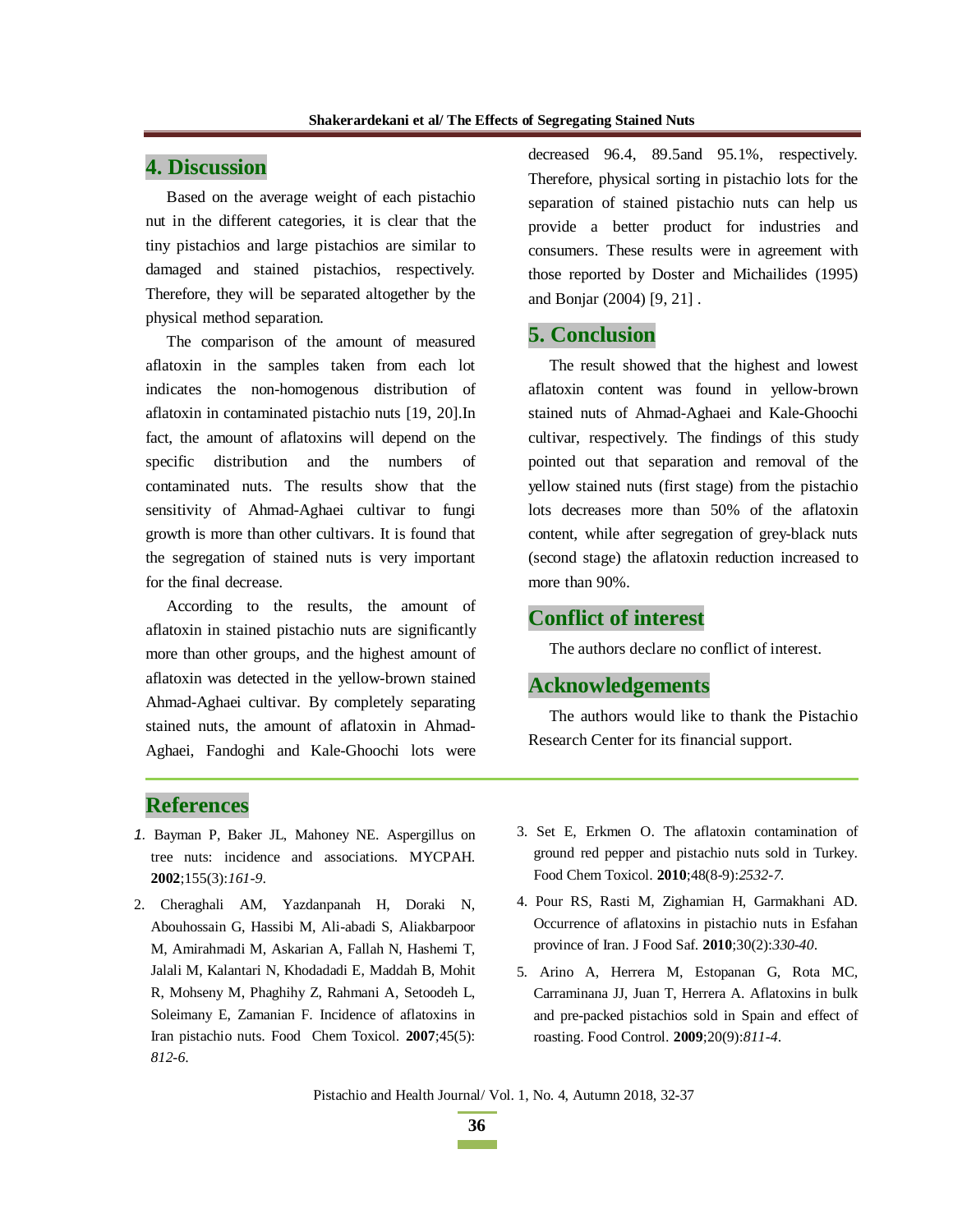## 4. Discussion

Based on the average weight of each pistachio nut in the different categories, it is clear that the tiny pistachios and large pistachios are similar to damaged and stained pistachios, respectively. Therefore, they will be separated altogether by the physical method separation.

The comparison of the amount of measured aflatoxin in the samples taken from each lot indicates the non-homogenous distribution of aflatoxin in contaminated pistachio nuts [19, 20].In fact, the amount of aflatoxins will depend on the specific distribution and the numbers of contaminated nuts. The results show that the sensitivity of Ahmad-Aghaei cultivar to fungi growth is more than other cultivars. It is found that the segregation of stained nuts is very important for the final decrease.

According to the results, the amount of aflatoxin in stained pistachio nuts are significantly more than other groups, and the highest amount of aflatoxin was detected in the yellow-brown stained Ahmad-Aghaei cultivar. By completely separating stained nuts, the amount of aflatoxin in Ahmad-Aghaei, Fandoghi and Kale-Ghoochi lots were decreased 96.4, 89.5and 95.1%, respectively. Therefore, physical sorting in pistachio lots for the separation of stained pistachio nuts can help us provide a better product for industries and consumers. These results were in agreement with those reported by Doster and Michailides (1995) and Bonjar (2004) [9, 21] .

## 5. Conclusion

The result showed that the highest and lowest aflatoxin content was found in yellow-brown stained nuts of Ahmad-Aghaei and Kale-Ghoochi cultivar, respectively. The findings of this study pointed out that separation and removal of the yellow stained nuts (first stage) from the pistachio lots decreases more than 50% of the aflatoxin content, while after segregation of grey-black nuts (second stage) the aflatoxin reduction increased to more than 90%.

## Conflict of interest

The authors declare no conflict of interest.

## Acknowledgements

The authors would like to thank the Pistachio Research Center for its financial support.

## References

1. Bayman P, Baker JL, Mahoney NE. Aspergillus on tree nuts: incidence and associations. MYCPAH. **2002**;155(3):*161-9*.
2. Cheraghali AM, Yazdanpanah H, Doraki N, Abouhossain G, Hassibi M, Ali-abadi S, Aliakbarpoor M, Amirahmadi M, Askarian A, Fallah N, Hashemi T, Jalali M, Kalantari N, Khodadadi E, Maddah B, Mohit R, Mohseny M, Phaghihy Z, Rahmani A, Setoodeh L, Soleimany E, Zamanian F. Incidence of aflatoxins in Iran pistachio nuts. Food Chem Toxicol. **2007**;45(5): *812-6*.
3. Set E, Erkmen O. The aflatoxin contamination of ground red pepper and pistachio nuts sold in Turkey. Food Chem Toxicol. **2010**;48(8-9):*2532-7*.
4. Pour RS, Rasti M, Zighamian H, Garmakhani AD. Occurrence of aflatoxins in pistachio nuts in Esfahan province of Iran. J Food Saf. **2010**;30(2):*330-40*.
5. Arino A, Herrera M, Estopanan G, Rota MC, Carraminana JJ, Juan T, Herrera A. Aflatoxins in bulk and pre-packed pistachios sold in Spain and effect of roasting. Food Control. **2009**;20(9):*811-4*.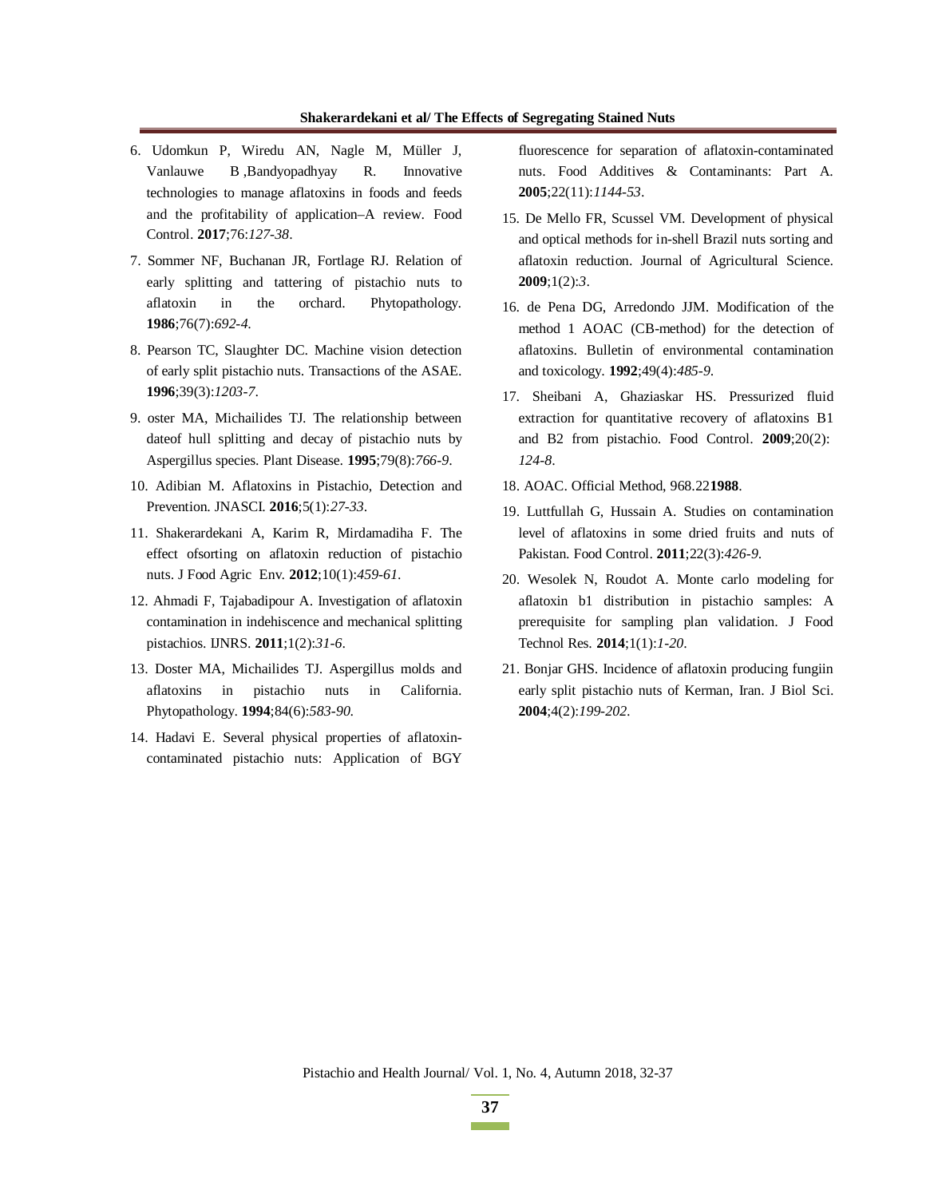6. Udomkun P, Wiredu AN, Nagle M, Müller J, Vanlauwe B ,Bandyopadhyay R. Innovative technologies to manage aflatoxins in foods and feeds and the profitability of application–A review. Food Control. **2017**;76:*127-38*.

7. Sommer NF, Buchanan JR, Fortlage RJ. Relation of early splitting and tattering of pistachio nuts to aflatoxin in the orchard. Phytopathology. **1986**;76(7):*692-4*.

8. Pearson TC, Slaughter DC. Machine vision detection of early split pistachio nuts. Transactions of the ASAE. **1996**;39(3):*1203-7*.

9. oster MA, Michailides TJ. The relationship between dateof hull splitting and decay of pistachio nuts by Aspergillus species. Plant Disease. **1995**;79(8):*766-9*.

10. Adibian M. Aflatoxins in Pistachio, Detection and Prevention. JNASCI. **2016**;5(1):*27-33*.

11. Shakerardekani A, Karim R, Mirdamadiha F. The effect ofsorting on aflatoxin reduction of pistachio nuts. J Food Agric Env. **2012**;10(1):*459-61*.

12. Ahmadi F, Tajabadipour A. Investigation of aflatoxin contamination in indehiscence and mechanical splitting pistachios. IJNRS. **2011**;1(2):*31-6*.

13. Doster MA, Michailides TJ. Aspergillus molds and aflatoxins in pistachio nuts in California. Phytopathology. **1994**;84(6):*583-90*.

14. Hadavi E. Several physical properties of aflatoxin-contaminated pistachio nuts: Application of BGY fluorescence for separation of aflatoxin-contaminated nuts. Food Additives & Contaminants: Part A. **2005**;22(11):*1144-53*.

15. De Mello FR, Scussel VM. Development of physical and optical methods for in-shell Brazil nuts sorting and aflatoxin reduction. Journal of Agricultural Science. **2009**;1(2):*3*.

16. de Pena DG, Arredondo JJM. Modification of the method 1 AOAC (CB-method) for the detection of aflatoxins. Bulletin of environmental contamination and toxicology. **1992**;49(4):*485-9*.

17. Sheibani A, Ghaziaskar HS. Pressurized fluid extraction for quantitative recovery of aflatoxins B1 and B2 from pistachio. Food Control. **2009**;20(2): *124-8*.

18. AOAC. Official Method, 968.22**1988**.

19. Luttfullah G, Hussain A. Studies on contamination level of aflatoxins in some dried fruits and nuts of Pakistan. Food Control. **2011**;22(3):*426-9*.

20. Wesolek N, Roudot A. Monte carlo modeling for aflatoxin b1 distribution in pistachio samples: A prerequisite for sampling plan validation. J Food Technol Res. **2014**;1(1):*1-20*.

21. Bonjar GHS. Incidence of aflatoxin producing fungiin early split pistachio nuts of Kerman, Iran. J Biol Sci. **2004**;4(2):*199-202*.